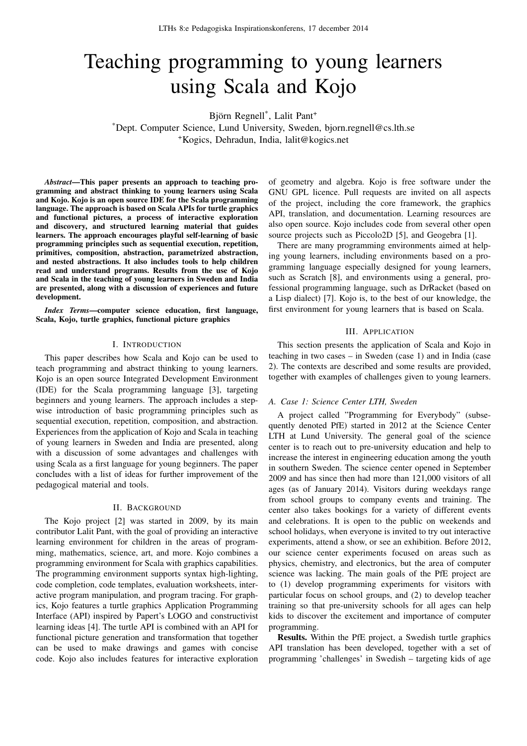# Teaching programming to young learners using Scala and Kojo

Björn Regnell*, Lalit Pant+

*Dept. Computer Science, Lund University, Sweden, bjorn.regnell@cs.lth.se

+Kogics, Dehradun, India, lalit@kogics.net

***Abstract*—This paper presents an approach to teaching programming and abstract thinking to young learners using Scala and Kojo. Kojo is an open source IDE for the Scala programming language. The approach is based on Scala APIs for turtle graphics and functional pictures, a process of interactive exploration and discovery, and structured learning material that guides learners. The approach encourages playful self-learning of basic programming principles such as sequential execution, repetition, primitives, composition, abstraction, parametrized abstraction, and nested abstractions. It also includes tools to help children read and understand programs. Results from the use of Kojo and Scala in the teaching of young learners in Sweden and India are presented, along with a discussion of experiences and future development.**

***Index Terms*—computer science education, first language, Scala, Kojo, turtle graphics, functional picture graphics**

## I. Introduction

This paper describes how Scala and Kojo can be used to teach programming and abstract thinking to young learners. Kojo is an open source Integrated Development Environment (IDE) for the Scala programming language [3], targeting beginners and young learners. The approach includes a stepwise introduction of basic programming principles such as sequential execution, repetition, composition, and abstraction. Experiences from the application of Kojo and Scala in teaching of young learners in Sweden and India are presented, along with a discussion of some advantages and challenges with using Scala as a first language for young beginners. The paper concludes with a list of ideas for further improvement of the pedagogical material and tools.

## II. Background

The Kojo project [2] was started in 2009, by its main contributor Lalit Pant, with the goal of providing an interactive learning environment for children in the areas of programming, mathematics, science, art, and more. Kojo combines a programming environment for Scala with graphics capabilities. The programming environment supports syntax high-lighting, code completion, code templates, evaluation worksheets, interactive program manipulation, and program tracing. For graphics, Kojo features a turtle graphics Application Programming Interface (API) inspired by Papert's LOGO and constructivist learning ideas [4]. The turtle API is combined with an API for functional picture generation and transformation that together can be used to make drawings and games with concise code. Kojo also includes features for interactive exploration of geometry and algebra. Kojo is free software under the GNU GPL licence. Pull requests are invited on all aspects of the project, including the core framework, the graphics API, translation, and documentation. Learning resources are also open source. Kojo includes code from several other open source projects such as Piccolo2D [5], and Geogebra [1].

There are many programming environments aimed at helping young learners, including environments based on a programming language especially designed for young learners, such as Scratch [8], and environments using a general, professional programming language, such as DrRacket (based on a Lisp dialect) [7]. Kojo is, to the best of our knowledge, the first environment for young learners that is based on Scala.

## III. Application

This section presents the application of Scala and Kojo in teaching in two cases – in Sweden (case 1) and in India (case 2). The contexts are described and some results are provided, together with examples of challenges given to young learners.

### A. Case 1: Science Center LTH, Sweden

A project called "Programming for Everybody" (subsequently denoted PfE) started in 2012 at the Science Center LTH at Lund University. The general goal of the science center is to reach out to pre-university education and help to increase the interest in engineering education among the youth in southern Sweden. The science center opened in September 2009 and has since then had more than 121,000 visitors of all ages (as of January 2014). Visitors during weekdays range from school groups to company events and training. The center also takes bookings for a variety of different events and celebrations. It is open to the public on weekends and school holidays, when everyone is invited to try out interactive experiments, attend a show, or see an exhibition. Before 2012, our science center experiments focused on areas such as physics, chemistry, and electronics, but the area of computer science was lacking. The main goals of the PfE project are to (1) develop programming experiments for visitors with particular focus on school groups, and (2) to develop teacher training so that pre-university schools for all ages can help kids to discover the excitement and importance of computer programming.

**Results.** Within the PfE project, a Swedish turtle graphics API translation has been developed, together with a set of programming 'challenges' in Swedish – targeting kids of age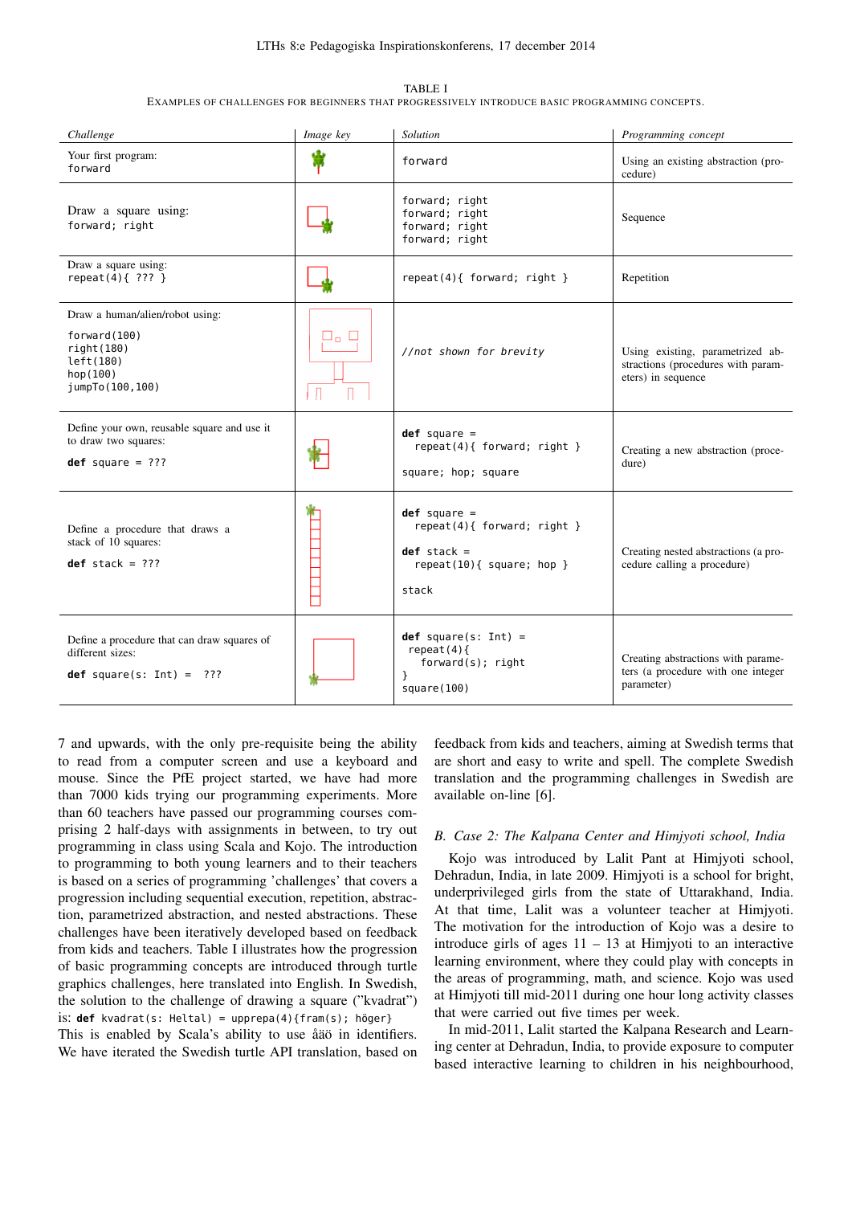TABLE I

EXAMPLES OF CHALLENGES FOR BEGINNERS THAT PROGRESSIVELY INTRODUCE BASIC PROGRAMMING CONCEPTS.

| *Challenge* | *Image key* | *Solution* | *Programming concept* |
|---|---|---|---|
| Your first program: `forward` | | `forward` | Using an existing abstraction (procedure) |
| Draw a square using: `forward; right` | | `forward; right` `forward; right` `forward; right` `forward; right` | Sequence |
| Draw a square using: `repeat(4){ ??? }` | | `repeat(4){ forward; right }` | Repetition |
| Draw a human/alien/robot using: `forward(100)` `right(180)` `left(180)` `hop(100)` `jumpTo(100,100)` | | `//not shown for brevity` | Using existing, parametrized abstractions (procedures with parameters) in sequence |
| Define your own, reusable square and use it to draw two squares: `def square = ???` | | `def square = repeat(4){ forward; right }` `square; hop; square` | Creating a new abstraction (procedure) |
| Define a procedure that draws a stack of 10 squares: `def stack = ???` | | `def square = repeat(4){ forward; right }` `def stack = repeat(10){ square; hop }` `stack` | Creating nested abstractions (a procedure calling a procedure) |
| Define a procedure that can draw squares of different sizes: `def square(s: Int) = ???` | | `def square(s: Int) = repeat(4){ forward(s); right }` `square(100)` | Creating abstractions with parameters (a procedure with one integer parameter) |

7 and upwards, with the only pre-requisite being the ability to read from a computer screen and use a keyboard and mouse. Since the PfE project started, we have had more than 7000 kids trying our programming experiments. More than 60 teachers have passed our programming courses comprising 2 half-days with assignments in between, to try out programming in class using Scala and Kojo. The introduction to programming to both young learners and to their teachers is based on a series of programming 'challenges' that covers a progression including sequential execution, repetition, abstraction, parametrized abstraction, and nested abstractions. These challenges have been iteratively developed based on feedback from kids and teachers. Table I illustrates how the progression of basic programming concepts are introduced through turtle graphics challenges, here translated into English. In Swedish, the solution to the challenge of drawing a square ("kvadrat") is: `def kvadrat(s: Heltal) = upprepa(4){fram(s); höger}` This is enabled by Scala's ability to use åäö in identifiers. We have iterated the Swedish turtle API translation, based on feedback from kids and teachers, aiming at Swedish terms that are short and easy to write and spell. The complete Swedish translation and the programming challenges in Swedish are available on-line [6].

### B. Case 2: The Kalpana Center and Himjyoti school, India

Kojo was introduced by Lalit Pant at Himjyoti school, Dehradun, India, in late 2009. Himjyoti is a school for bright, underprivileged girls from the state of Uttarakhand, India. At that time, Lalit was a volunteer teacher at Himjyoti. The motivation for the introduction of Kojo was a desire to introduce girls of ages 11 – 13 at Himjyoti to an interactive learning environment, where they could play with concepts in the areas of programming, math, and science. Kojo was used at Himjyoti till mid-2011 during one hour long activity classes that were carried out five times per week.

In mid-2011, Lalit started the Kalpana Research and Learning center at Dehradun, India, to provide exposure to computer based interactive learning to children in his neighbourhood,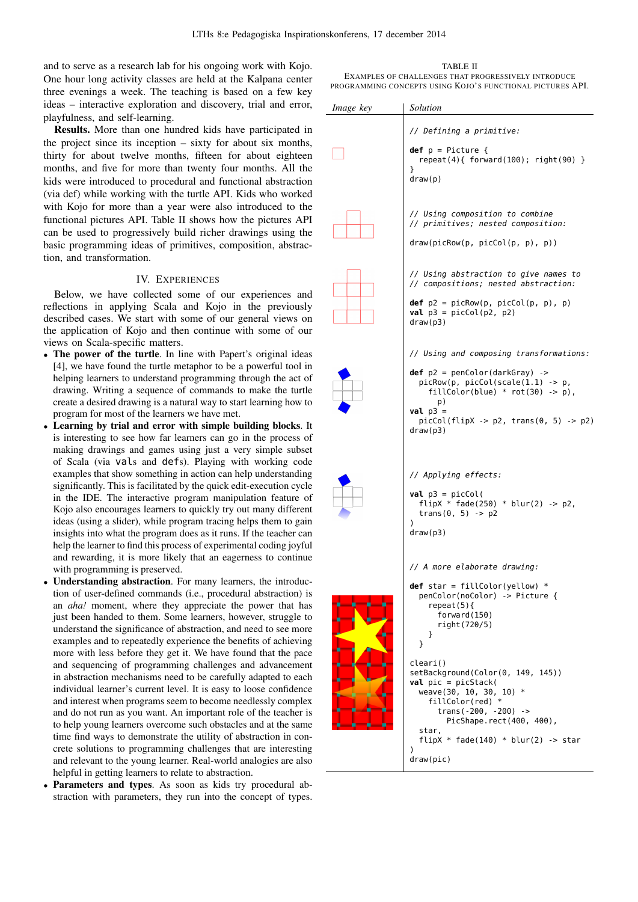and to serve as a research lab for his ongoing work with Kojo. One hour long activity classes are held at the Kalpana center three evenings a week. The teaching is based on a few key ideas – interactive exploration and discovery, trial and error, playfulness, and self-learning.

**Results.** More than one hundred kids have participated in the project since its inception – sixty for about six months, thirty for about twelve months, fifteen for about eighteen months, and five for more than twenty four months. All the kids were introduced to procedural and functional abstraction (via def) while working with the turtle API. Kids who worked with Kojo for more than a year were also introduced to the functional pictures API. Table II shows how the pictures API can be used to progressively build richer drawings using the basic programming ideas of primitives, composition, abstraction, and transformation.

## IV. Experiences

Below, we have collected some of our experiences and reflections in applying Scala and Kojo in the previously described cases. We start with some of our general views on the application of Kojo and then continue with some of our views on Scala-specific matters.

- **The power of the turtle**. In line with Papert's original ideas [4], we have found the turtle metaphor to be a powerful tool in helping learners to understand programming through the act of drawing. Writing a sequence of commands to make the turtle create a desired drawing is a natural way to start learning how to program for most of the learners we have met.
- **Learning by trial and error with simple building blocks**. It is interesting to see how far learners can go in the process of making drawings and games using just a very simple subset of Scala (via `val`s and `def`s). Playing with working code examples that show something in action can help understanding significantly. This is facilitated by the quick edit-execution cycle in the IDE. The interactive program manipulation feature of Kojo also encourages learners to quickly try out many different ideas (using a slider), while program tracing helps them to gain insights into what the program does as it runs. If the teacher can help the learner to find this process of experimental coding joyful and rewarding, it is more likely that an eagerness to continue with programming is preserved.
- **Understanding abstraction**. For many learners, the introduction of user-defined commands (i.e., procedural abstraction) is an *aha!* moment, where they appreciate the power that has just been handed to them. Some learners, however, struggle to understand the significance of abstraction, and need to see more examples and to repeatedly experience the benefits of achieving more with less before they get it. We have found that the pace and sequencing of programming challenges and advancement in abstraction mechanisms need to be carefully adapted to each individual learner's current level. It is easy to loose confidence and interest when programs seem to become needlessly complex and do not run as you want. An important role of the teacher is to help young learners overcome such obstacles and at the same time find ways to demonstrate the utility of abstraction in concrete solutions to programming challenges that are interesting and relevant to the young learner. Real-world analogies are also helpful in getting learners to relate to abstraction.
- **Parameters and types**. As soon as kids try procedural abstraction with parameters, they run into the concept of types.

TABLE II
EXAMPLES OF CHALLENGES THAT PROGRESSIVELY INTRODUCE PROGRAMMING CONCEPTS USING KOJO'S FUNCTIONAL PICTURES API.

| *Image key* | *Solution* |
|---|---|
| | `// Defining a primitive:`<br>`def p = Picture {`<br>`  repeat(4){ forward(100); right(90) }`<br>`}`<br>`draw(p)` |
| | `// Using composition to combine`<br>`// primitives; nested composition:`<br>`draw(picRow(p, picCol(p, p), p))` |
| | `// Using abstraction to give names to`<br>`// compositions; nested abstraction:`<br>`def p2 = picRow(p, picCol(p, p), p)`<br>`val p3 = picCol(p2, p2)`<br>`draw(p3)` |
| | `// Using and composing transformations:`<br>`def p2 = penColor(darkGray) ->`<br>`  picRow(p, picCol(scale(1.1) -> p,`<br>`    fillColor(blue) * rot(30) -> p),`<br>`      p)`<br>`val p3 =`<br>`  picCol(flipX -> p2, trans(0, 5) -> p2)`<br>`draw(p3)` |
| | `// Applying effects:`<br>`val p3 = picCol(`<br>`  flipX * fade(250) * blur(2) -> p2,`<br>`  trans(0, 5) -> p2`<br>`)`<br>`draw(p3)` |
| | `// A more elaborate drawing:`<br>`def star = fillColor(yellow) *`<br>`  penColor(noColor) -> Picture {`<br>`    repeat(5){`<br>`      forward(150)`<br>`      right(720/5)`<br>`    }`<br>`  }`<br>`cleari()`<br>`setBackground(Color(0, 149, 145))`<br>`val pic = picStack(`<br>`  weave(30, 10, 30, 10) *`<br>`    fillColor(red) *`<br>`      trans(-200, -200) ->`<br>`        PicShape.rect(400, 400),`<br>`  star,`<br>`  flipX * fade(140) * blur(2) -> star`<br>`)`<br>`draw(pic)` |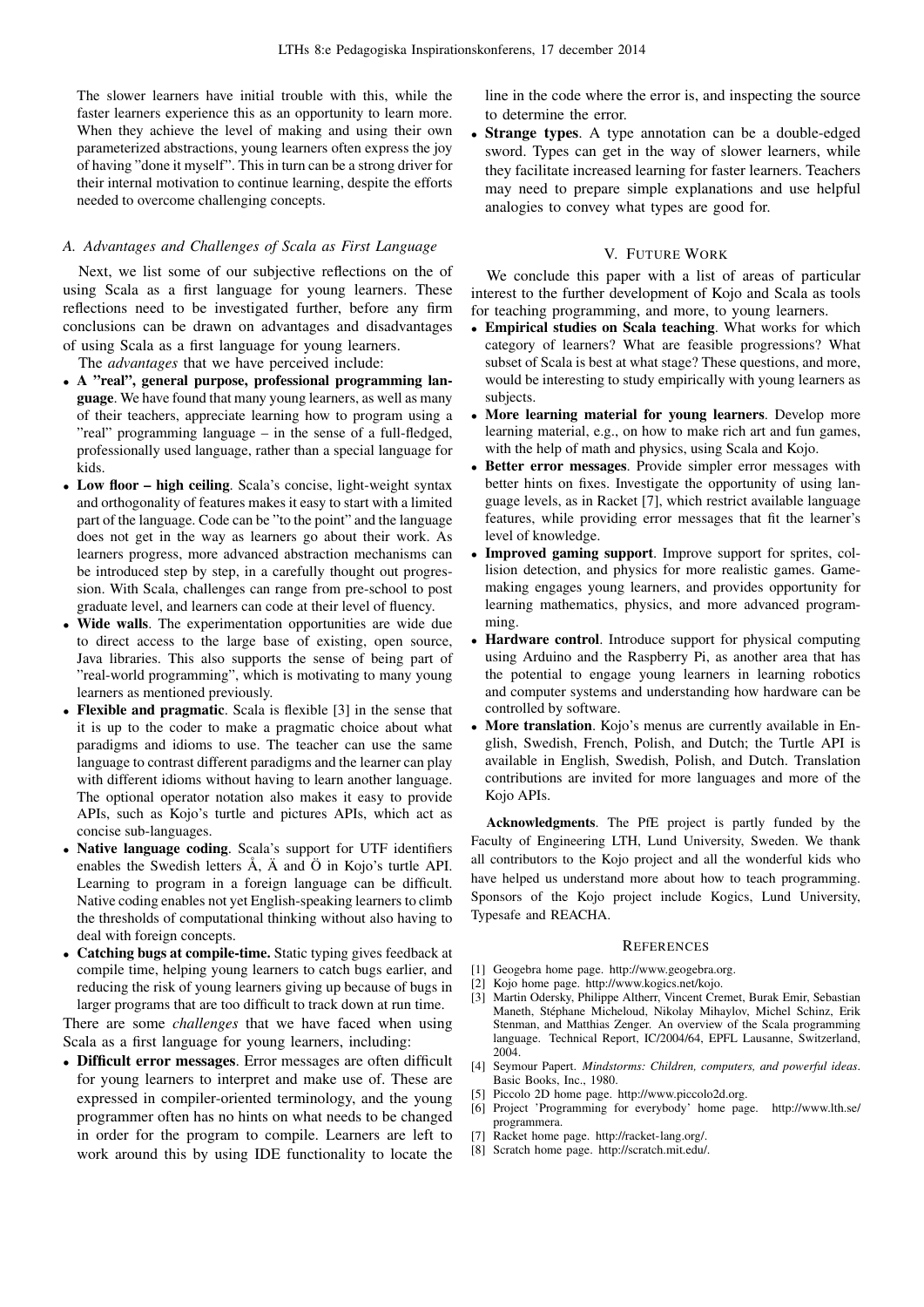The slower learners have initial trouble with this, while the faster learners experience this as an opportunity to learn more. When they achieve the level of making and using their own parameterized abstractions, young learners often express the joy of having "done it myself". This in turn can be a strong driver for their internal motivation to continue learning, despite the efforts needed to overcome challenging concepts.

### *A. Advantages and Challenges of Scala as First Language*

Next, we list some of our subjective reflections on the of using Scala as a first language for young learners. These reflections need to be investigated further, before any firm conclusions can be drawn on advantages and disadvantages of using Scala as a first language for young learners.

The *advantages* that we have perceived include:

- **A "real", general purpose, professional programming language**. We have found that many young learners, as well as many of their teachers, appreciate learning how to program using a "real" programming language – in the sense of a full-fledged, professionally used language, rather than a special language for kids.
- **Low floor – high ceiling**. Scala's concise, light-weight syntax and orthogonality of features makes it easy to start with a limited part of the language. Code can be "to the point" and the language does not get in the way as learners go about their work. As learners progress, more advanced abstraction mechanisms can be introduced step by step, in a carefully thought out progression. With Scala, challenges can range from pre-school to post graduate level, and learners can code at their level of fluency.
- **Wide walls**. The experimentation opportunities are wide due to direct access to the large base of existing, open source, Java libraries. This also supports the sense of being part of "real-world programming", which is motivating to many young learners as mentioned previously.
- **Flexible and pragmatic**. Scala is flexible [3] in the sense that it is up to the coder to make a pragmatic choice about what paradigms and idioms to use. The teacher can use the same language to contrast different paradigms and the learner can play with different idioms without having to learn another language. The optional operator notation also makes it easy to provide APIs, such as Kojo's turtle and pictures APIs, which act as concise sub-languages.
- **Native language coding**. Scala's support for UTF identifiers enables the Swedish letters Å, Ä and Ö in Kojo's turtle API. Learning to program in a foreign language can be difficult. Native coding enables not yet English-speaking learners to climb the thresholds of computational thinking without also having to deal with foreign concepts.
- **Catching bugs at compile-time.** Static typing gives feedback at compile time, helping young learners to catch bugs earlier, and reducing the risk of young learners giving up because of bugs in larger programs that are too difficult to track down at run time.

There are some *challenges* that we have faced when using Scala as a first language for young learners, including:

- **Difficult error messages**. Error messages are often difficult for young learners to interpret and make use of. These are expressed in compiler-oriented terminology, and the young programmer often has no hints on what needs to be changed in order for the program to compile. Learners are left to work around this by using IDE functionality to locate the line in the code where the error is, and inspecting the source to determine the error.
- **Strange types**. A type annotation can be a double-edged sword. Types can get in the way of slower learners, while they facilitate increased learning for faster learners. Teachers may need to prepare simple explanations and use helpful analogies to convey what types are good for.

## V. Future Work

We conclude this paper with a list of areas of particular interest to the further development of Kojo and Scala as tools for teaching programming, and more, to young learners.

- **Empirical studies on Scala teaching**. What works for which category of learners? What are feasible progressions? What subset of Scala is best at what stage? These questions, and more, would be interesting to study empirically with young learners as subjects.
- **More learning material for young learners**. Develop more learning material, e.g., on how to make rich art and fun games, with the help of math and physics, using Scala and Kojo.
- **Better error messages**. Provide simpler error messages with better hints on fixes. Investigate the opportunity of using language levels, as in Racket [7], which restrict available language features, while providing error messages that fit the learner's level of knowledge.
- **Improved gaming support**. Improve support for sprites, collision detection, and physics for more realistic games. Game-making engages young learners, and provides opportunity for learning mathematics, physics, and more advanced programming.
- **Hardware control**. Introduce support for physical computing using Arduino and the Raspberry Pi, as another area that has the potential to engage young learners in learning robotics and computer systems and understanding how hardware can be controlled by software.
- **More translation**. Kojo's menus are currently available in English, Swedish, French, Polish, and Dutch; the Turtle API is available in English, Swedish, Polish, and Dutch. Translation contributions are invited for more languages and more of the Kojo APIs.

**Acknowledgments**. The PfE project is partly funded by the Faculty of Engineering LTH, Lund University, Sweden. We thank all contributors to the Kojo project and all the wonderful kids who have helped us understand more about how to teach programming. Sponsors of the Kojo project include Kogics, Lund University, Typesafe and REACHA.

## References

[1] Geogebra home page. http://www.geogebra.org.
[2] Kojo home page. http://www.kogics.net/kojo.
[3] Martin Odersky, Philippe Altherr, Vincent Cremet, Burak Emir, Sebastian Maneth, Stéphane Micheloud, Nikolay Mihaylov, Michel Schinz, Erik Stenman, and Matthias Zenger. An overview of the Scala programming language. Technical Report, IC/2004/64, EPFL Lausanne, Switzerland, 2004.
[4] Seymour Papert. *Mindstorms: Children, computers, and powerful ideas*. Basic Books, Inc., 1980.
[5] Piccolo 2D home page. http://www.piccolo2d.org.
[6] Project 'Programming for everybody' home page. http://www.lth.se/programmera.
[7] Racket home page. http://racket-lang.org/.
[8] Scratch home page. http://scratch.mit.edu/.